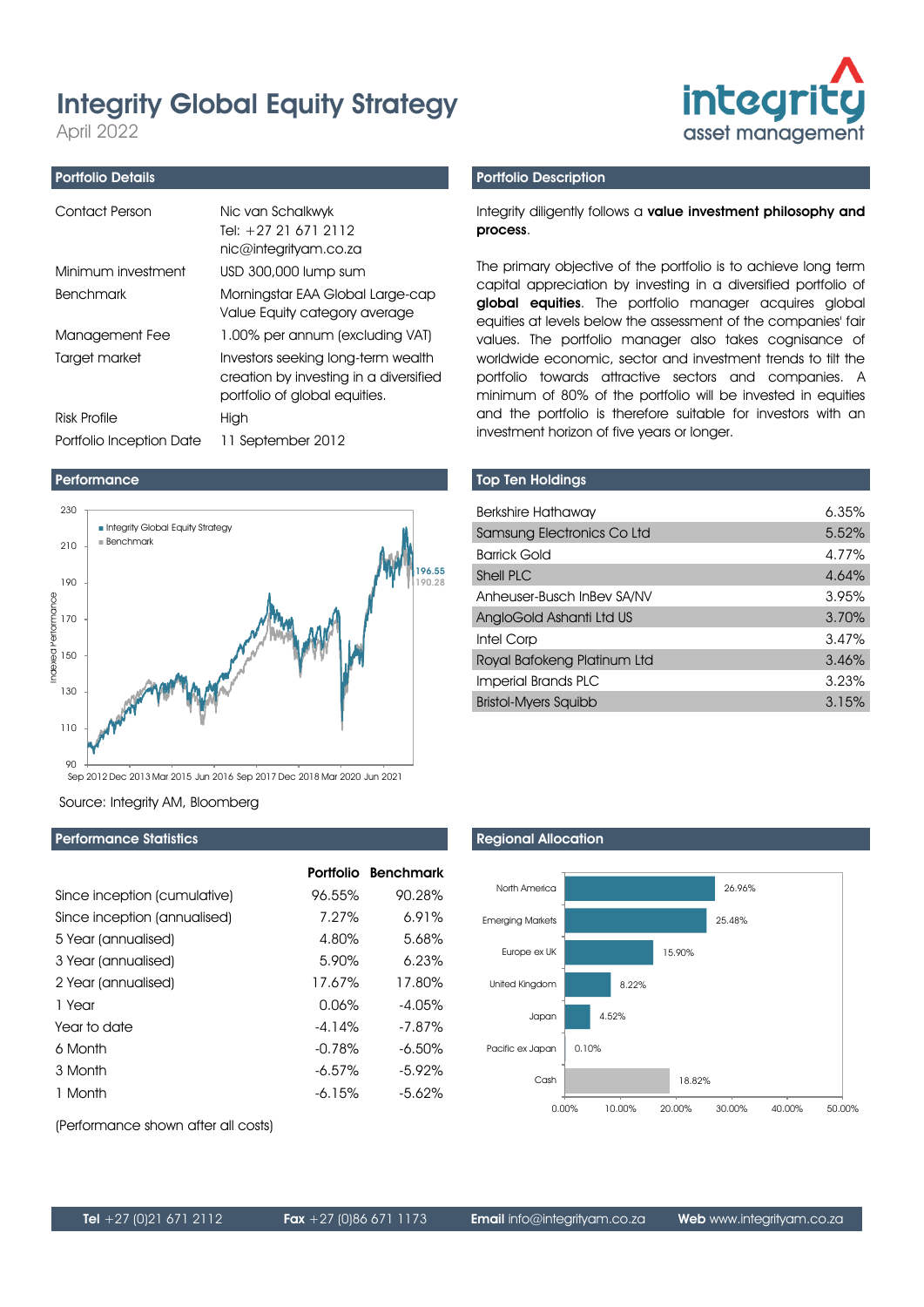# Integrity Global Equity Strategy

April 2022

integrity asset management

## Portfolio Details

| | |
|---|---|
| Contact Person | Nic van Schalkwyk<br>Tel: +27 21 671 2112<br>nic@integrityam.co.za |
| Minimum investment | USD 300,000 lump sum |
| Benchmark | Morningstar EAA Global Large-cap Value Equity category average |
| Management Fee | 1.00% per annum (excluding VAT) |
| Target market | Investors seeking long-term wealth creation by investing in a diversified portfolio of global equities. |
| Risk Profile | High |
| Portfolio Inception Date | 11 September 2012 |

## Portfolio Description

Integrity diligently follows a **value investment philosophy and process**.

The primary objective of the portfolio is to achieve long term capital appreciation by investing in a diversified portfolio of **global equities**. The portfolio manager acquires global equities at levels below the assessment of the companies' fair values. The portfolio manager also takes cognisance of worldwide economic, sector and investment trends to tilt the portfolio towards attractive sectors and companies. A minimum of 80% of the portfolio will be invested in equities and the portfolio is therefore suitable for investors with an investment horizon of five years or longer.

## Performance

Source: Integrity AM, Bloomberg

## Top Ten Holdings

| Holding | Weight |
|---|---|
| Berkshire Hathaway | 6.35% |
| Samsung Electronics Co Ltd | 5.52% |
| Barrick Gold | 4.77% |
| Shell PLC | 4.64% |
| Anheuser-Busch InBev SA/NV | 3.95% |
| AngloGold Ashanti Ltd US | 3.70% |
| Intel Corp | 3.47% |
| Royal Bafokeng Platinum Ltd | 3.46% |
| Imperial Brands PLC | 3.23% |
| Bristol-Myers Squibb | 3.15% |

## Performance Statistics

| | Portfolio | Benchmark |
|---|---|---|
| Since inception (cumulative) | 96.55% | 90.28% |
| Since inception (annualised) | 7.27% | 6.91% |
| 5 Year (annualised) | 4.80% | 5.68% |
| 3 Year (annualised) | 5.90% | 6.23% |
| 2 Year (annualised) | 17.67% | 17.80% |
| 1 Year | 0.06% | -4.05% |
| Year to date | -4.14% | -7.87% |
| 6 Month | -0.78% | -6.50% |
| 3 Month | -6.57% | -5.92% |
| 1 Month | -6.15% | -5.62% |

(Performance shown after all costs)

## Regional Allocation

| Region | Allocation |
|---|---|
| North America | 26.96% |
| Emerging Markets | 25.48% |
| Europe ex UK | 15.90% |
| United Kingdom | 8.22% |
| Japan | 4.52% |
| Pacific ex Japan | 0.10% |
| Cash | 18.82% |

**Tel** +27 (0)21 671 2112 **Fax** +27 (0)86 671 1173 **Email** info@integrityam.co.za **Web** www.integrityam.co.za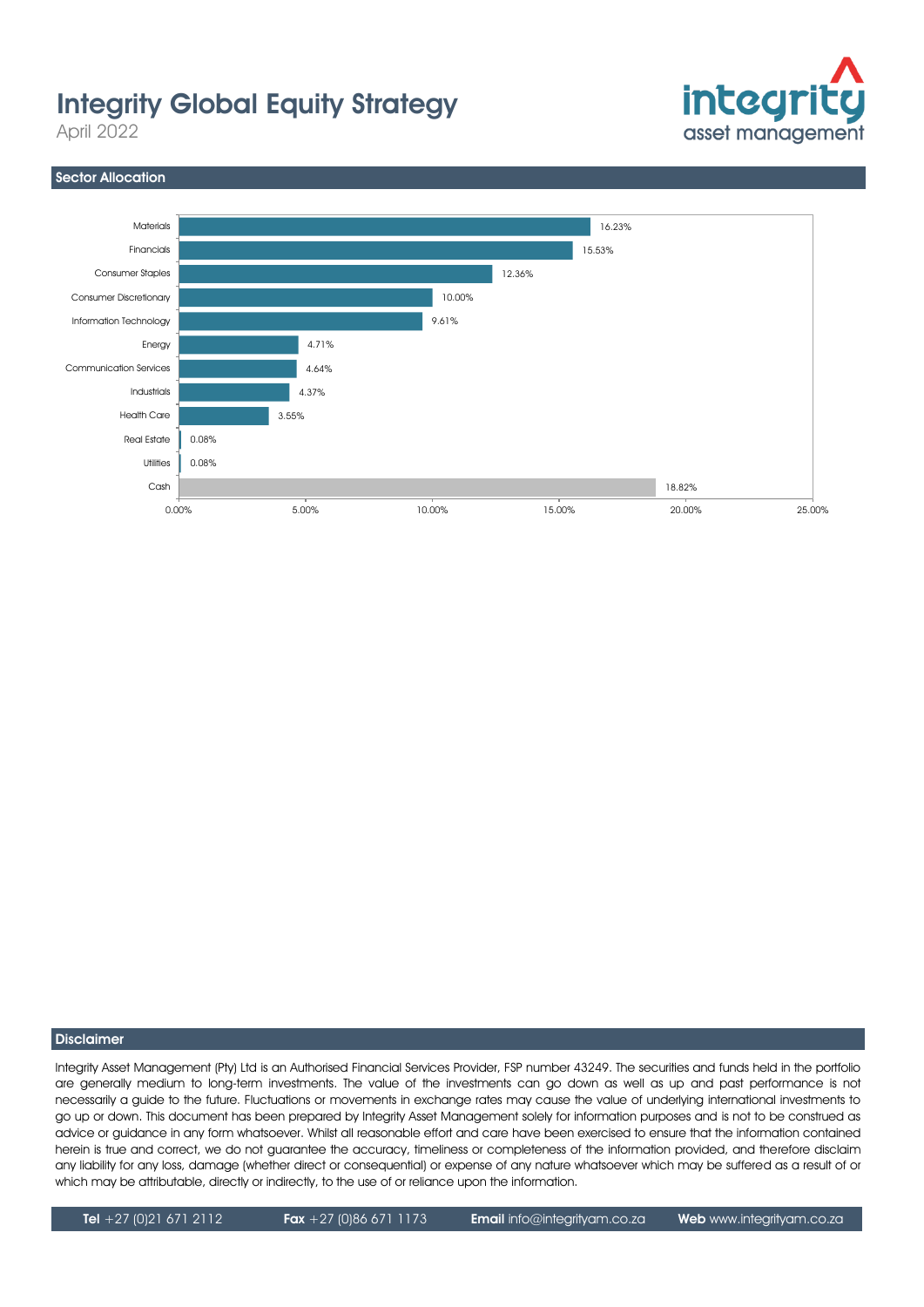# Integrity Global Equity Strategy

April 2022

## Sector Allocation

Materials 16.23%
Financials 15.53%
Consumer Staples 12.36%
Consumer Discretionary 10.00%
Information Technology 9.61%
Energy 4.71%
Communication Services 4.64%
Industrials 4.37%
Health Care 3.55%
Real Estate 0.08%
Utilities 0.08%
Cash 18.82%

0.00% 5.00% 10.00% 15.00% 20.00% 25.00%

## Disclaimer

Integrity Asset Management (Pty) Ltd is an Authorised Financial Services Provider, FSP number 43249. The securities and funds held in the portfolio are generally medium to long-term investments. The value of the investments can go down as well as up and past performance is not necessarily a guide to the future. Fluctuations or movements in exchange rates may cause the value of underlying international investments to go up or down. This document has been prepared by Integrity Asset Management solely for information purposes and is not to be construed as advice or guidance in any form whatsoever. Whilst all reasonable effort and care have been exercised to ensure that the information contained herein is true and correct, we do not guarantee the accuracy, timeliness or completeness of the information provided, and therefore disclaim any liability for any loss, damage (whether direct or consequential) or expense of any nature whatsoever which may be suffered as a result of or which may be attributable, directly or indirectly, to the use of or reliance upon the information.

**Tel** +27 (0)21 671 2112 **Fax** +27 (0)86 671 1173 **Email** info@integrityam.co.za **Web** www.integrityam.co.za